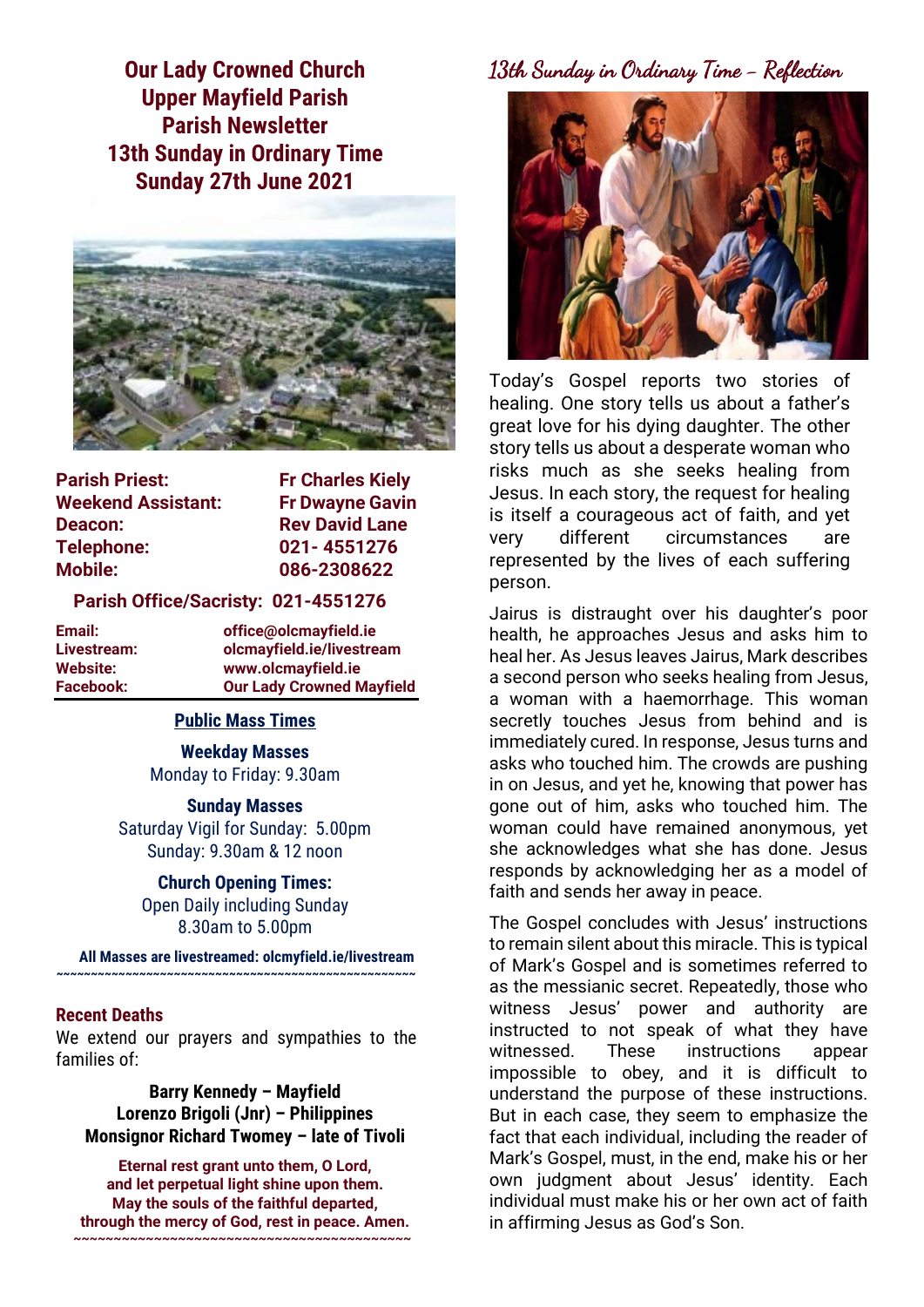# Our Lady Crowned Church
# Upper Mayfield Parish
# Parish Newsletter
# 13th Sunday in Ordinary Time
# Sunday 27th June 2021

| | |
|---|---|
| **Parish Priest:** | **Fr Charles Kiely** |
| **Weekend Assistant:** | **Fr Dwayne Gavin** |
| **Deacon:** | **Rev David Lane** |
| **Telephone:** | **021- 4551276** |
| **Mobile:** | **086-2308622** |

**Parish Office/Sacristy: 021-4551276**

| | |
|---|---|
| **Email:** | **office@olcmayfield.ie** |
| **Livestream:** | **olcmayfield.ie/livestream** |
| **Website:** | **www.olcmayfield.ie** |
| **Facebook:** | **Our Lady Crowned Mayfield** |

## Public Mass Times

**Weekday Masses**
Monday to Friday: 9.30am

**Sunday Masses**
Saturday Vigil for Sunday: 5.00pm
Sunday: 9.30am & 12 noon

**Church Opening Times:**
Open Daily including Sunday
8.30am to 5.00pm

**All Masses are livestreamed: olcmyfield.ie/livestream**

~~~~~~~~~~~~~~~~~~~~~~~~~~~~~~~~~~~~~~~~~~~~~~~~~~~

## Recent Deaths

We extend our prayers and sympathies to the families of:

**Barry Kennedy – Mayfield**
**Lorenzo Brigoli (Jnr) – Philippines**
**Monsignor Richard Twomey – late of Tivoli**

**Eternal rest grant unto them, O Lord,**
**and let perpetual light shine upon them.**
**May the souls of the faithful departed,**
**through the mercy of God, rest in peace. Amen.**

~~~~~~~~~~~~~~~~~~~~~~~~~~~~~~~~~~~~~~~~~~~~~~~~~~~

## *13th Sunday in Ordinary Time – Reflection*

Today's Gospel reports two stories of healing. One story tells us about a father's great love for his dying daughter. The other story tells us about a desperate woman who risks much as she seeks healing from Jesus. In each story, the request for healing is itself a courageous act of faith, and yet very different circumstances are represented by the lives of each suffering person.

Jairus is distraught over his daughter's poor health, he approaches Jesus and asks him to heal her. As Jesus leaves Jairus, Mark describes a second person who seeks healing from Jesus, a woman with a haemorrhage. This woman secretly touches Jesus from behind and is immediately cured. In response, Jesus turns and asks who touched him. The crowds are pushing in on Jesus, and yet he, knowing that power has gone out of him, asks who touched him. The woman could have remained anonymous, yet she acknowledges what she has done. Jesus responds by acknowledging her as a model of faith and sends her away in peace.

The Gospel concludes with Jesus' instructions to remain silent about this miracle. This is typical of Mark's Gospel and is sometimes referred to as the messianic secret. Repeatedly, those who witness Jesus' power and authority are instructed to not speak of what they have witnessed. These instructions appear impossible to obey, and it is difficult to understand the purpose of these instructions. But in each case, they seem to emphasize the fact that each individual, including the reader of Mark's Gospel, must, in the end, make his or her own judgment about Jesus' identity. Each individual must make his or her own act of faith in affirming Jesus as God's Son.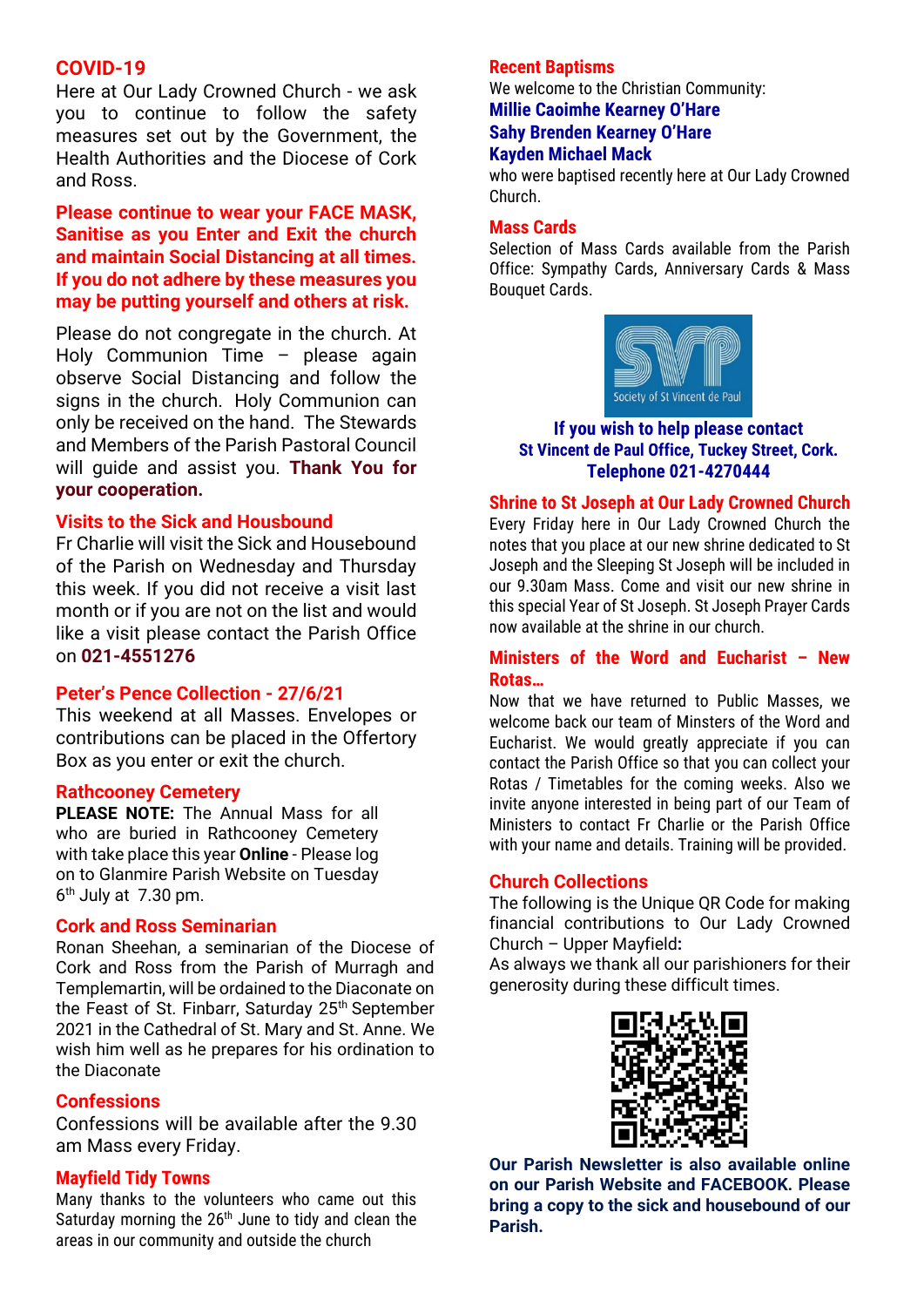## COVID-19

Here at Our Lady Crowned Church - we ask you to continue to follow the safety measures set out by the Government, the Health Authorities and the Diocese of Cork and Ross.

**Please continue to wear your FACE MASK, Sanitise as you Enter and Exit the church and maintain Social Distancing at all times. If you do not adhere by these measures you may be putting yourself and others at risk.**

Please do not congregate in the church. At Holy Communion Time – please again observe Social Distancing and follow the signs in the church. Holy Communion can only be received on the hand. The Stewards and Members of the Parish Pastoral Council will guide and assist you. **Thank You for your cooperation.**

## Visits to the Sick and Housbound

Fr Charlie will visit the Sick and Housebound of the Parish on Wednesday and Thursday this week. If you did not receive a visit last month or if you are not on the list and would like a visit please contact the Parish Office on **021-4551276**

## Peter's Pence Collection - 27/6/21

This weekend at all Masses. Envelopes or contributions can be placed in the Offertory Box as you enter or exit the church.

## Rathcooney Cemetery

**PLEASE NOTE:** The Annual Mass for all who are buried in Rathcooney Cemetery with take place this year **Online** - Please log on to Glanmire Parish Website on Tuesday 6th July at 7.30 pm.

## Cork and Ross Seminarian

Ronan Sheehan, a seminarian of the Diocese of Cork and Ross from the Parish of Murragh and Templemartin, will be ordained to the Diaconate on the Feast of St. Finbarr, Saturday 25th September 2021 in the Cathedral of St. Mary and St. Anne. We wish him well as he prepares for his ordination to the Diaconate

## Confessions

Confessions will be available after the 9.30 am Mass every Friday.

## Mayfield Tidy Towns

Many thanks to the volunteers who came out this Saturday morning the 26th June to tidy and clean the areas in our community and outside the church

## Recent Baptisms

We welcome to the Christian Community:

**Millie Caoimhe Kearney O'Hare**
**Sahy Brenden Kearney O'Hare**
**Kayden Michael Mack**

who were baptised recently here at Our Lady Crowned Church.

## Mass Cards

Selection of Mass Cards available from the Parish Office: Sympathy Cards, Anniversary Cards & Mass Bouquet Cards.

Society of St Vincent de Paul

**If you wish to help please contact**
**St Vincent de Paul Office, Tuckey Street, Cork.**
**Telephone 021-4270444**

## Shrine to St Joseph at Our Lady Crowned Church

Every Friday here in Our Lady Crowned Church the notes that you place at our new shrine dedicated to St Joseph and the Sleeping St Joseph will be included in our 9.30am Mass. Come and visit our new shrine in this special Year of St Joseph. St Joseph Prayer Cards now available at the shrine in our church.

## Ministers of the Word and Eucharist – New Rotas…

Now that we have returned to Public Masses, we welcome back our team of Minsters of the Word and Eucharist. We would greatly appreciate if you can contact the Parish Office so that you can collect your Rotas / Timetables for the coming weeks. Also we invite anyone interested in being part of our Team of Ministers to contact Fr Charlie or the Parish Office with your name and details. Training will be provided.

## Church Collections

The following is the Unique QR Code for making financial contributions to Our Lady Crowned Church – Upper Mayfield**:**

As always we thank all our parishioners for their generosity during these difficult times.

**Our Parish Newsletter is also available online on our Parish Website and FACEBOOK. Please bring a copy to the sick and housebound of our Parish.**